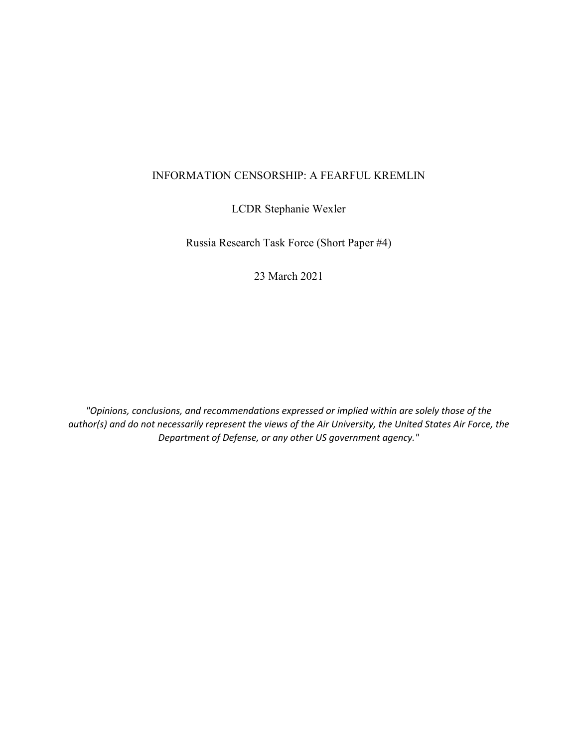# INFORMATION CENSORSHIP: A FEARFUL KREMLIN

LCDR Stephanie Wexler

Russia Research Task Force (Short Paper #4)

23 March 2021

*"Opinions, conclusions, and recommendations expressed or implied within are solely those of the author(s) and do not necessarily represent the views of the Air University, the United States Air Force, the Department of Defense, or any other US government agency."*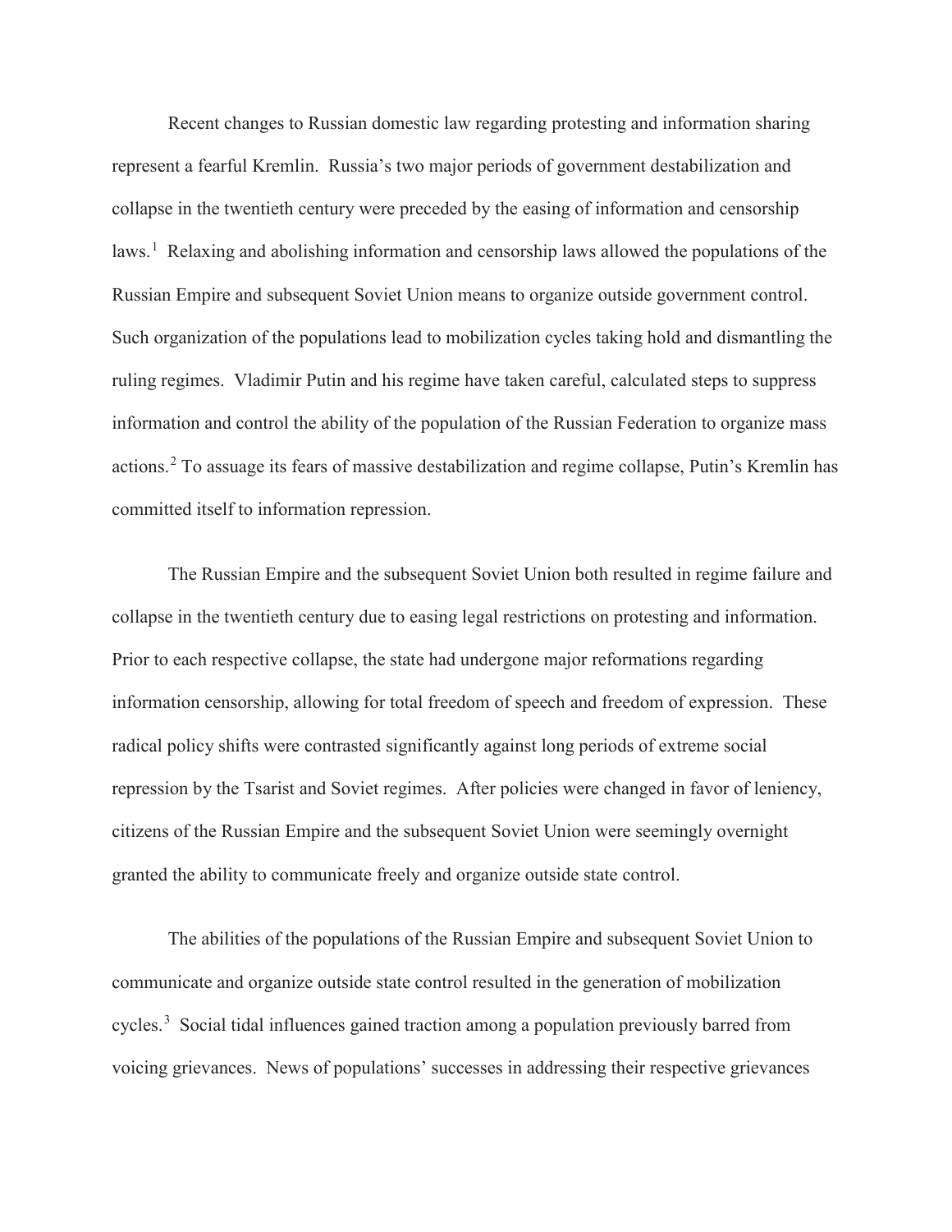Recent changes to Russian domestic law regarding protesting and information sharing represent a fearful Kremlin. Russia's two major periods of government destabilization and collapse in the twentieth century were preceded by the easing of information and censorship laws.[1] Relaxing and abolishing information and censorship laws allowed the populations of the Russian Empire and subsequent Soviet Union means to organize outside government control. Such organization of the populations lead to mobilization cycles taking hold and dismantling the ruling regimes. Vladimir Putin and his regime have taken careful, calculated steps to suppress information and control the ability of the population of the Russian Federation to organize mass actions.[2] To assuage its fears of massive destabilization and regime collapse, Putin's Kremlin has committed itself to information repression.

The Russian Empire and the subsequent Soviet Union both resulted in regime failure and collapse in the twentieth century due to easing legal restrictions on protesting and information. Prior to each respective collapse, the state had undergone major reformations regarding information censorship, allowing for total freedom of speech and freedom of expression. These radical policy shifts were contrasted significantly against long periods of extreme social repression by the Tsarist and Soviet regimes. After policies were changed in favor of leniency, citizens of the Russian Empire and the subsequent Soviet Union were seemingly overnight granted the ability to communicate freely and organize outside state control.

The abilities of the populations of the Russian Empire and subsequent Soviet Union to communicate and organize outside state control resulted in the generation of mobilization cycles.[3] Social tidal influences gained traction among a population previously barred from voicing grievances. News of populations' successes in addressing their respective grievances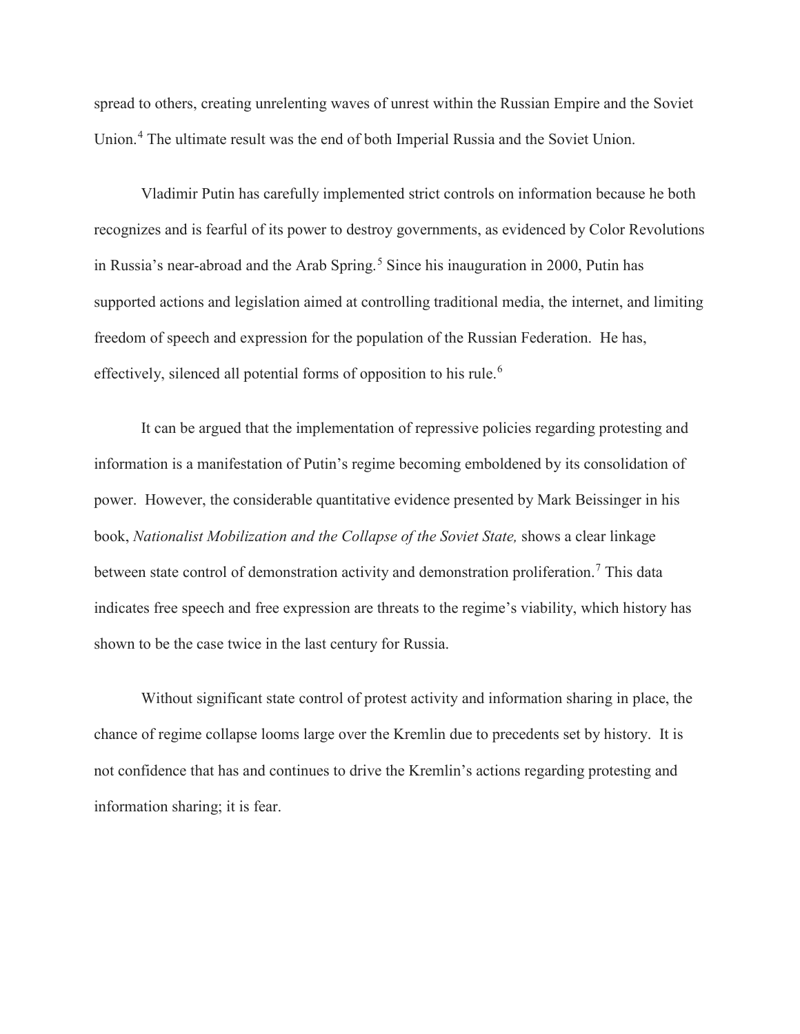spread to others, creating unrelenting waves of unrest within the Russian Empire and the Soviet Union.[4] The ultimate result was the end of both Imperial Russia and the Soviet Union.

Vladimir Putin has carefully implemented strict controls on information because he both recognizes and is fearful of its power to destroy governments, as evidenced by Color Revolutions in Russia's near-abroad and the Arab Spring.[5] Since his inauguration in 2000, Putin has supported actions and legislation aimed at controlling traditional media, the internet, and limiting freedom of speech and expression for the population of the Russian Federation. He has, effectively, silenced all potential forms of opposition to his rule.[6]

It can be argued that the implementation of repressive policies regarding protesting and information is a manifestation of Putin's regime becoming emboldened by its consolidation of power. However, the considerable quantitative evidence presented by Mark Beissinger in his book, *Nationalist Mobilization and the Collapse of the Soviet State,* shows a clear linkage between state control of demonstration activity and demonstration proliferation.[7] This data indicates free speech and free expression are threats to the regime's viability, which history has shown to be the case twice in the last century for Russia.

Without significant state control of protest activity and information sharing in place, the chance of regime collapse looms large over the Kremlin due to precedents set by history. It is not confidence that has and continues to drive the Kremlin's actions regarding protesting and information sharing; it is fear.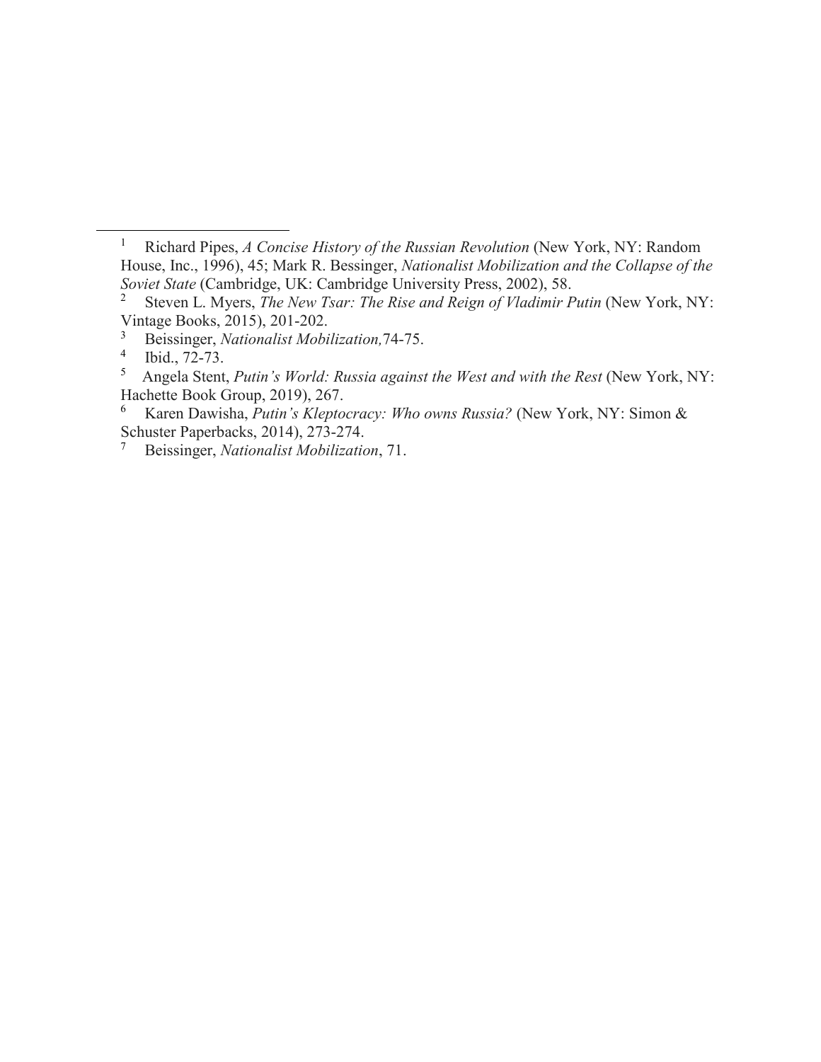[1] Richard Pipes, *A Concise History of the Russian Revolution* (New York, NY: Random House, Inc., 1996), 45; Mark R. Bessinger, *Nationalist Mobilization and the Collapse of the Soviet State* (Cambridge, UK: Cambridge University Press, 2002), 58.

[2] Steven L. Myers, *The New Tsar: The Rise and Reign of Vladimir Putin* (New York, NY: Vintage Books, 2015), 201-202.

[3] Beissinger, *Nationalist Mobilization,*74-75.

[4] Ibid., 72-73.

[5] Angela Stent, *Putin's World: Russia against the West and with the Rest* (New York, NY: Hachette Book Group, 2019), 267.

[6] Karen Dawisha, *Putin's Kleptocracy: Who owns Russia?* (New York, NY: Simon & Schuster Paperbacks, 2014), 273-274.

[7] Beissinger, *Nationalist Mobilization*, 71.